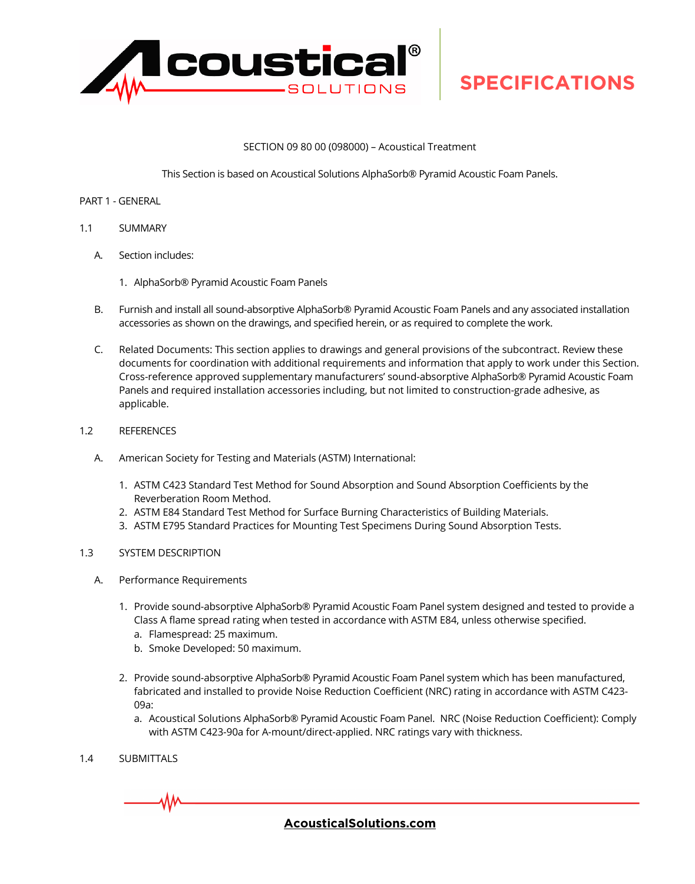SECTION 09 80 00 (098000) – Acoustical Treatment

This Section is based on Acoustical Solutions AlphaSorb® Pyramid Acoustic Foam Panels.

## PART 1 - GENERAL

### 1.1 SUMMARY

A. Section includes:

1. AlphaSorb® Pyramid Acoustic Foam Panels

B. Furnish and install all sound-absorptive AlphaSorb® Pyramid Acoustic Foam Panels and any associated installation accessories as shown on the drawings, and specified herein, or as required to complete the work.

C. Related Documents: This section applies to drawings and general provisions of the subcontract. Review these documents for coordination with additional requirements and information that apply to work under this Section. Cross-reference approved supplementary manufacturers' sound-absorptive AlphaSorb® Pyramid Acoustic Foam Panels and required installation accessories including, but not limited to construction-grade adhesive, as applicable.

### 1.2 REFERENCES

A. American Society for Testing and Materials (ASTM) International:

1. ASTM C423 Standard Test Method for Sound Absorption and Sound Absorption Coefficients by the Reverberation Room Method.
2. ASTM E84 Standard Test Method for Surface Burning Characteristics of Building Materials.
3. ASTM E795 Standard Practices for Mounting Test Specimens During Sound Absorption Tests.

### 1.3 SYSTEM DESCRIPTION

A. Performance Requirements

1. Provide sound-absorptive AlphaSorb® Pyramid Acoustic Foam Panel system designed and tested to provide a Class A flame spread rating when tested in accordance with ASTM E84, unless otherwise specified.
   a. Flamespread: 25 maximum.
   b. Smoke Developed: 50 maximum.

2. Provide sound-absorptive AlphaSorb® Pyramid Acoustic Foam Panel system which has been manufactured, fabricated and installed to provide Noise Reduction Coefficient (NRC) rating in accordance with ASTM C423-09a:
   a. Acoustical Solutions AlphaSorb® Pyramid Acoustic Foam Panel. NRC (Noise Reduction Coefficient): Comply with ASTM C423-90a for A-mount/direct-applied. NRC ratings vary with thickness.

### 1.4 SUBMITTALS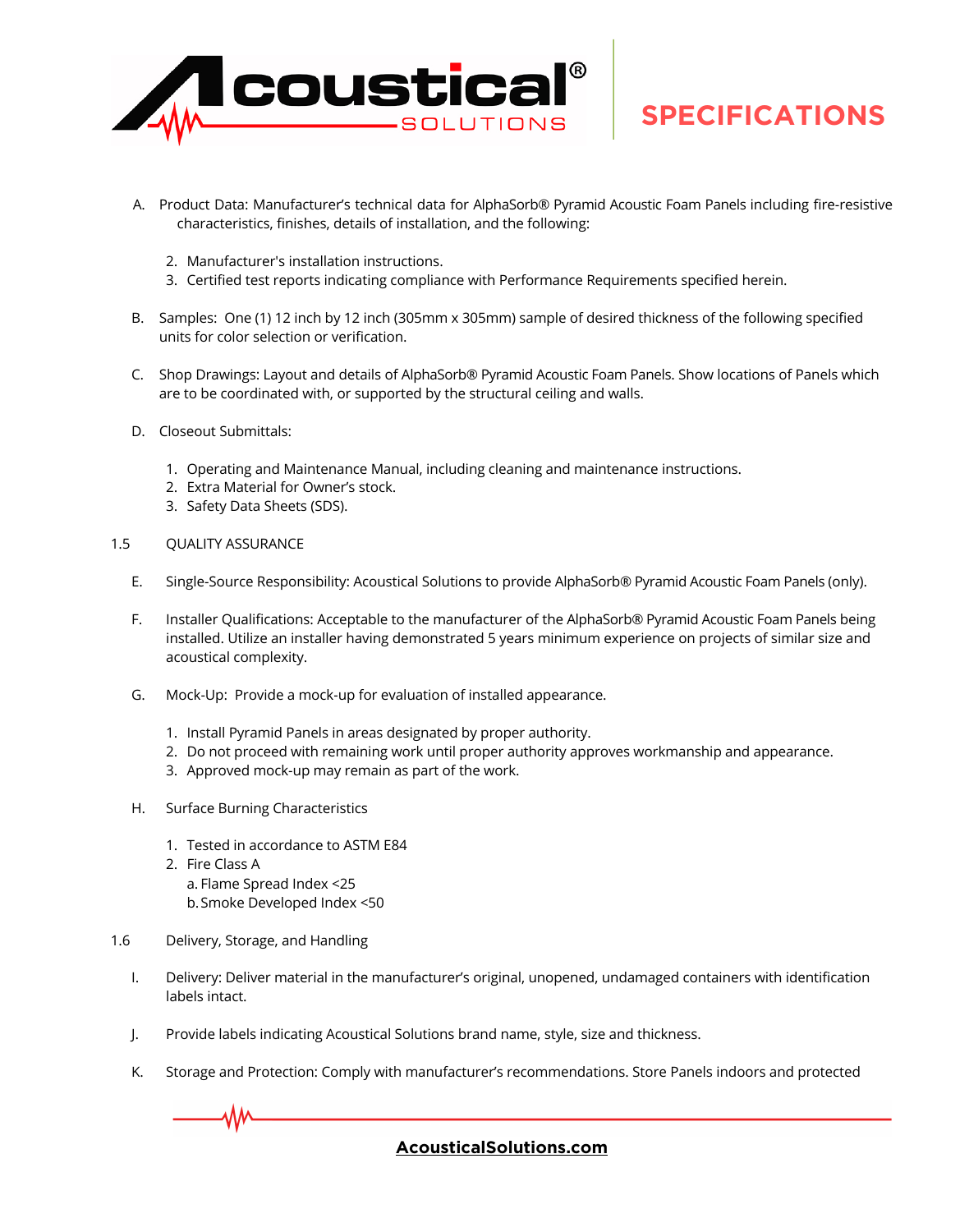A. Product Data: Manufacturer's technical data for AlphaSorb® Pyramid Acoustic Foam Panels including fire-resistive characteristics, finishes, details of installation, and the following:

   2. Manufacturer's installation instructions.
   3. Certified test reports indicating compliance with Performance Requirements specified herein.

B. Samples: One (1) 12 inch by 12 inch (305mm x 305mm) sample of desired thickness of the following specified units for color selection or verification.

C. Shop Drawings: Layout and details of AlphaSorb® Pyramid Acoustic Foam Panels. Show locations of Panels which are to be coordinated with, or supported by the structural ceiling and walls.

D. Closeout Submittals:

   1. Operating and Maintenance Manual, including cleaning and maintenance instructions.
   2. Extra Material for Owner's stock.
   3. Safety Data Sheets (SDS).

1.5 QUALITY ASSURANCE

E. Single-Source Responsibility: Acoustical Solutions to provide AlphaSorb® Pyramid Acoustic Foam Panels (only).

F. Installer Qualifications: Acceptable to the manufacturer of the AlphaSorb® Pyramid Acoustic Foam Panels being installed. Utilize an installer having demonstrated 5 years minimum experience on projects of similar size and acoustical complexity.

G. Mock-Up: Provide a mock-up for evaluation of installed appearance.

   1. Install Pyramid Panels in areas designated by proper authority.
   2. Do not proceed with remaining work until proper authority approves workmanship and appearance.
   3. Approved mock-up may remain as part of the work.

H. Surface Burning Characteristics

   1. Tested in accordance to ASTM E84
   2. Fire Class A
      a. Flame Spread Index <25
      b. Smoke Developed Index <50

1.6 Delivery, Storage, and Handling

I. Delivery: Deliver material in the manufacturer's original, unopened, undamaged containers with identification labels intact.

J. Provide labels indicating Acoustical Solutions brand name, style, size and thickness.

K. Storage and Protection: Comply with manufacturer's recommendations. Store Panels indoors and protected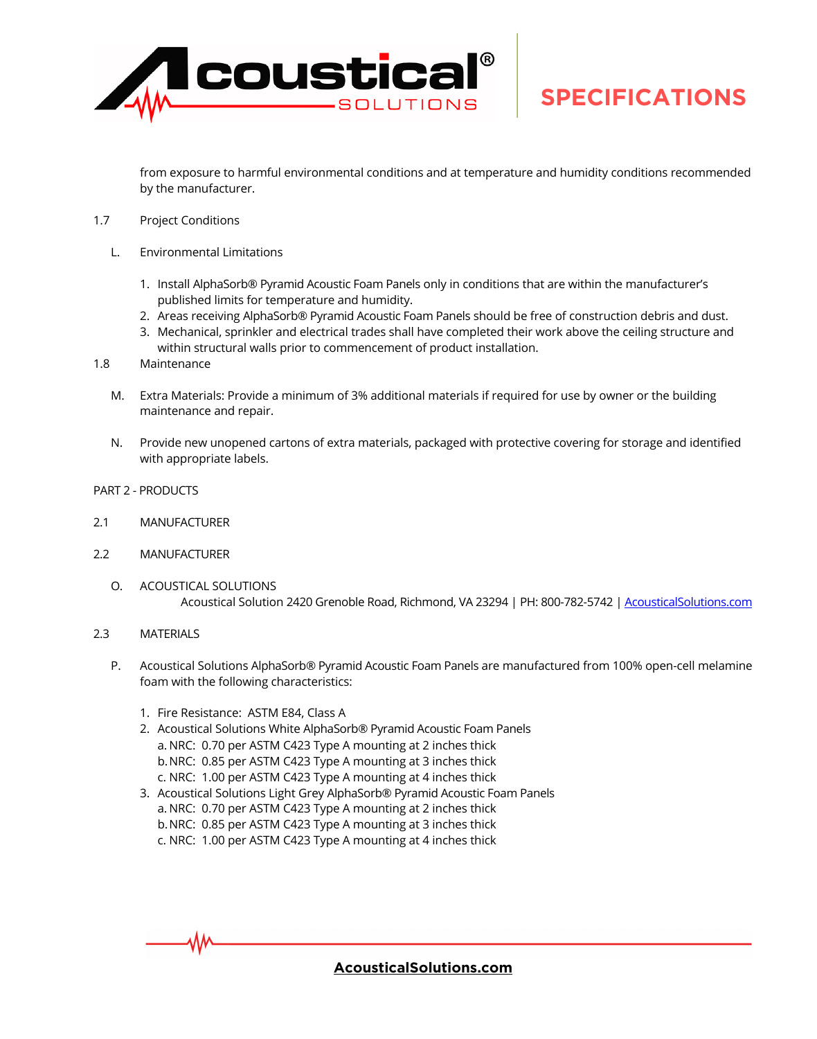from exposure to harmful environmental conditions and at temperature and humidity conditions recommended by the manufacturer.

1.7 Project Conditions

L. Environmental Limitations

1. Install AlphaSorb® Pyramid Acoustic Foam Panels only in conditions that are within the manufacturer's published limits for temperature and humidity.
2. Areas receiving AlphaSorb® Pyramid Acoustic Foam Panels should be free of construction debris and dust.
3. Mechanical, sprinkler and electrical trades shall have completed their work above the ceiling structure and within structural walls prior to commencement of product installation.

1.8 Maintenance

M. Extra Materials: Provide a minimum of 3% additional materials if required for use by owner or the building maintenance and repair.

N. Provide new unopened cartons of extra materials, packaged with protective covering for storage and identified with appropriate labels.

## PART 2 - PRODUCTS

2.1 MANUFACTURER

2.2 MANUFACTURER

O. ACOUSTICAL SOLUTIONS
Acoustical Solution 2420 Grenoble Road, Richmond, VA 23294 | PH: 800-782-5742 | [AcousticalSolutions.com](AcousticalSolutions.com)

2.3 MATERIALS

P. Acoustical Solutions AlphaSorb® Pyramid Acoustic Foam Panels are manufactured from 100% open-cell melamine foam with the following characteristics:

1. Fire Resistance: ASTM E84, Class A
2. Acoustical Solutions White AlphaSorb® Pyramid Acoustic Foam Panels
   a. NRC: 0.70 per ASTM C423 Type A mounting at 2 inches thick
   b. NRC: 0.85 per ASTM C423 Type A mounting at 3 inches thick
   c. NRC: 1.00 per ASTM C423 Type A mounting at 4 inches thick
3. Acoustical Solutions Light Grey AlphaSorb® Pyramid Acoustic Foam Panels
   a. NRC: 0.70 per ASTM C423 Type A mounting at 2 inches thick
   b. NRC: 0.85 per ASTM C423 Type A mounting at 3 inches thick
   c. NRC: 1.00 per ASTM C423 Type A mounting at 4 inches thick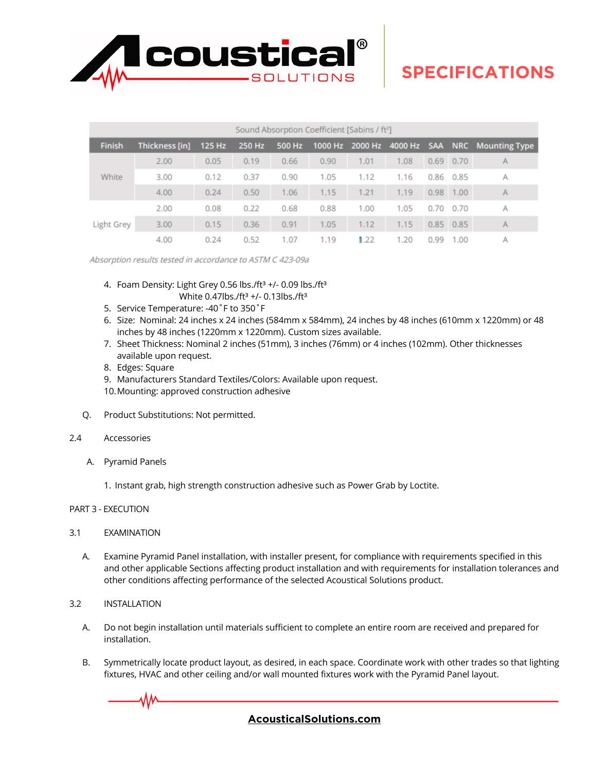| Sound Absorption Coefficient [Sabins / ft²] | | | | | | | | | | |
|---|---|---|---|---|---|---|---|---|---|---|
| Finish | Thickness [in] | 125 Hz | 250 Hz | 500 Hz | 1000 Hz | 2000 Hz | 4000 Hz | SAA | NRC | Mounting Type |
| White | 2.00 | 0.05 | 0.19 | 0.66 | 0.90 | 1.01 | 1.08 | 0.69 | 0.70 | A |
| | 3.00 | 0.12 | 0.37 | 0.90 | 1.05 | 1.12 | 1.16 | 0.86 | 0.85 | A |
| | 4.00 | 0.24 | 0.50 | 1.06 | 1.15 | 1.21 | 1.19 | 0.98 | 1.00 | A |
| Light Grey | 2.00 | 0.08 | 0.22 | 0.68 | 0.88 | 1.00 | 1.05 | 0.70 | 0.70 | A |
| | 3.00 | 0.15 | 0.36 | 0.91 | 1.05 | 1.12 | 1.15 | 0.85 | 0.85 | A |
| | 4.00 | 0.24 | 0.52 | 1.07 | 1.19 | 1.22 | 1.20 | 0.99 | 1.00 | A |

*Absorption results tested in accordance to ASTM C 423-09a*

4. Foam Density: Light Grey 0.56 lbs./ft³ +/- 0.09 lbs./ft³
   White 0.47lbs./ft³ +/- 0.13lbs./ft³
5. Service Temperature: -40˚F to 350˚F
6. Size: Nominal: 24 inches x 24 inches (584mm x 584mm), 24 inches by 48 inches (610mm x 1220mm) or 48 inches by 48 inches (1220mm x 1220mm). Custom sizes available.
7. Sheet Thickness: Nominal 2 inches (51mm), 3 inches (76mm) or 4 inches (102mm). Other thicknesses available upon request.
8. Edges: Square
9. Manufacturers Standard Textiles/Colors: Available upon request.
10. Mounting: approved construction adhesive

Q. Product Substitutions: Not permitted.

2.4 Accessories

A. Pyramid Panels

1. Instant grab, high strength construction adhesive such as Power Grab by Loctite.

PART 3 - EXECUTION

3.1 EXAMINATION

A. Examine Pyramid Panel installation, with installer present, for compliance with requirements specified in this and other applicable Sections affecting product installation and with requirements for installation tolerances and other conditions affecting performance of the selected Acoustical Solutions product.

3.2 INSTALLATION

A. Do not begin installation until materials sufficient to complete an entire room are received and prepared for installation.

B. Symmetrically locate product layout, as desired, in each space. Coordinate work with other trades so that lighting fixtures, HVAC and other ceiling and/or wall mounted fixtures work with the Pyramid Panel layout.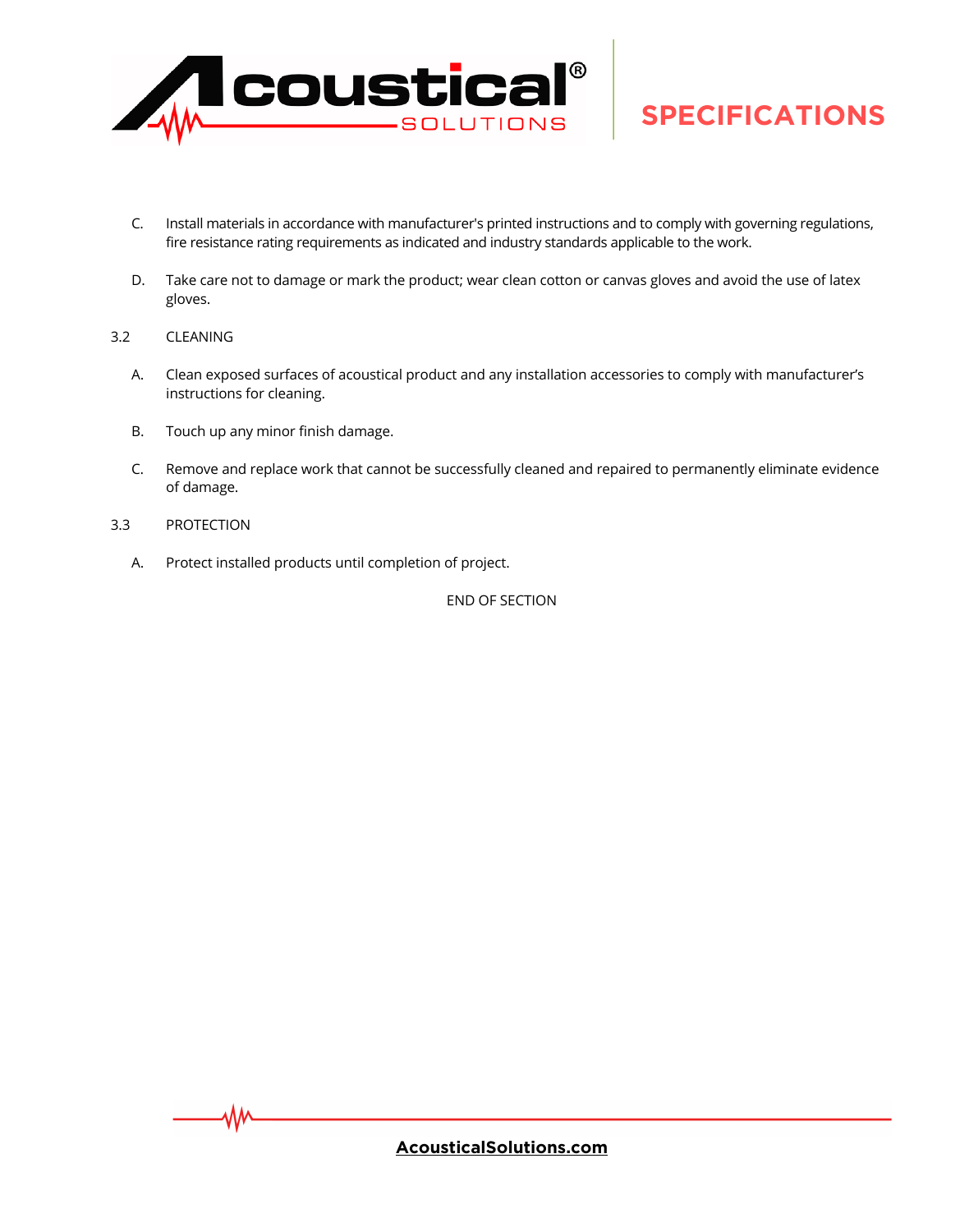C. Install materials in accordance with manufacturer's printed instructions and to comply with governing regulations, fire resistance rating requirements as indicated and industry standards applicable to the work.

D. Take care not to damage or mark the product; wear clean cotton or canvas gloves and avoid the use of latex gloves.

3.2 CLEANING

A. Clean exposed surfaces of acoustical product and any installation accessories to comply with manufacturer's instructions for cleaning.

B. Touch up any minor finish damage.

C. Remove and replace work that cannot be successfully cleaned and repaired to permanently eliminate evidence of damage.

3.3 PROTECTION

A. Protect installed products until completion of project.

END OF SECTION